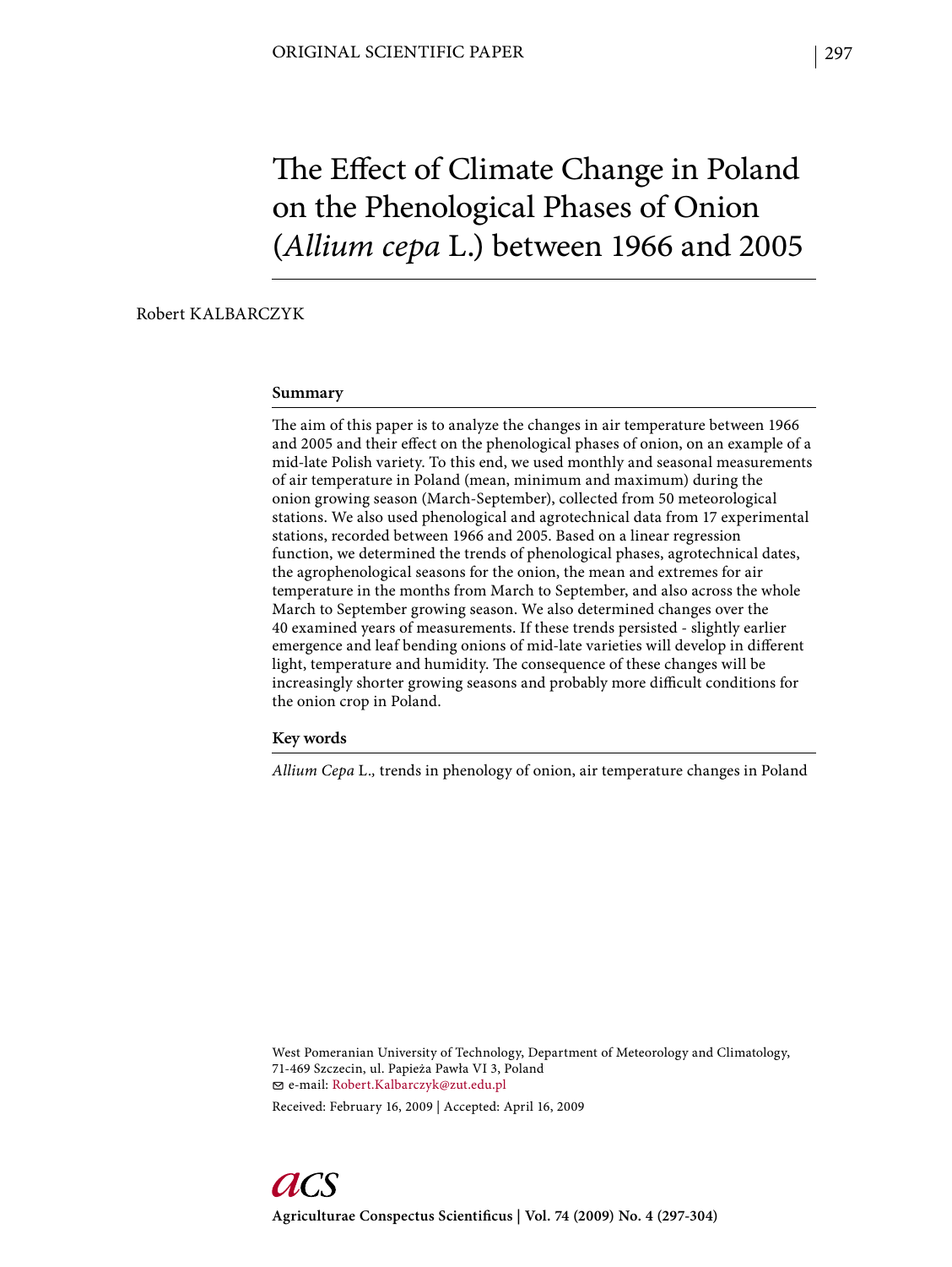# The Effect of Climate Change in Poland on the Phenological Phases of Onion (*Allium cepa* L.) between 1966 and 2005

Robert KALBARCZYK

## Summary

The aim of this paper is to analyze the changes in air temperature between 1966 and 2005 and their effect on the phenological phases of onion, on an example of a mid-late Polish variety. To this end, we used monthly and seasonal measurements of air temperature in Poland (mean, minimum and maximum) during the onion growing season (March-September), collected from 50 meteorological stations. We also used phenological and agrotechnical data from 17 experimental stations, recorded between 1966 and 2005. Based on a linear regression function, we determined the trends of phenological phases, agrotechnical dates, the agrophenological seasons for the onion, the mean and extremes for air temperature in the months from March to September, and also across the whole March to September growing season. We also determined changes over the 40 examined years of measurements. If these trends persisted - slightly earlier emergence and leaf bending onions of mid-late varieties will develop in different light, temperature and humidity. The consequence of these changes will be increasingly shorter growing seasons and probably more difficult conditions for the onion crop in Poland.

## Key words

*Allium Cepa* L., trends in phenology of onion, air temperature changes in Poland

West Pomeranian University of Technology, Department of Meteorology and Climatology, 71-469 Szczecin, ul. Papieża Pawła VI 3, Poland
e-mail: Robert.Kalbarczyk@zut.edu.pl

Received: February 16, 2009 | Accepted: April 16, 2009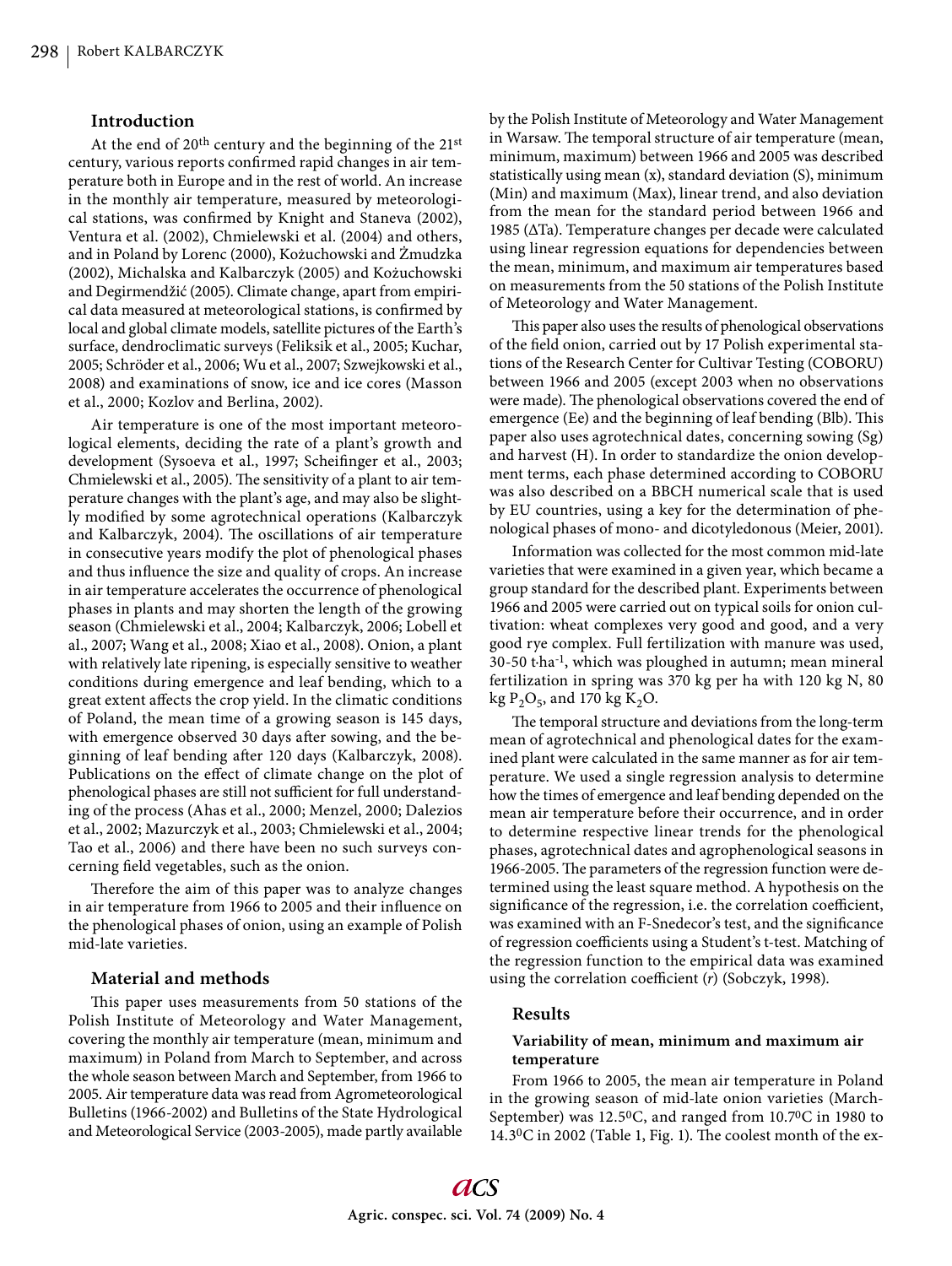## Introduction

At the end of 20th century and the beginning of the 21st century, various reports confirmed rapid changes in air temperature both in Europe and in the rest of world. An increase in the monthly air temperature, measured by meteorological stations, was confirmed by Knight and Staneva (2002), Ventura et al. (2002), Chmielewski et al. (2004) and others, and in Poland by Lorenc (2000), Kożuchowski and Żmudzka (2002), Michalska and Kalbarczyk (2005) and Kożuchowski and Degirmendžić (2005). Climate change, apart from empirical data measured at meteorological stations, is confirmed by local and global climate models, satellite pictures of the Earth's surface, dendroclimatic surveys (Feliksik et al., 2005; Kuchar, 2005; Schröder et al., 2006; Wu et al., 2007; Szwejkowski et al., 2008) and examinations of snow, ice and ice cores (Masson et al., 2000; Kozlov and Berlina, 2002).

Air temperature is one of the most important meteorological elements, deciding the rate of a plant's growth and development (Sysoeva et al., 1997; Scheifinger et al., 2003; Chmielewski et al., 2005). The sensitivity of a plant to air temperature changes with the plant's age, and may also be slightly modified by some agrotechnical operations (Kalbarczyk and Kalbarczyk, 2004). The oscillations of air temperature in consecutive years modify the plot of phenological phases and thus influence the size and quality of crops. An increase in air temperature accelerates the occurrence of phenological phases in plants and may shorten the length of the growing season (Chmielewski et al., 2004; Kalbarczyk, 2006; Lobell et al., 2007; Wang et al., 2008; Xiao et al., 2008). Onion, a plant with relatively late ripening, is especially sensitive to weather conditions during emergence and leaf bending, which to a great extent affects the crop yield. In the climatic conditions of Poland, the mean time of a growing season is 145 days, with emergence observed 30 days after sowing, and the beginning of leaf bending after 120 days (Kalbarczyk, 2008). Publications on the effect of climate change on the plot of phenological phases are still not sufficient for full understanding of the process (Ahas et al., 2000; Menzel, 2000; Dalezios et al., 2002; Mazurczyk et al., 2003; Chmielewski et al., 2004; Tao et al., 2006) and there have been no such surveys concerning field vegetables, such as the onion.

Therefore the aim of this paper was to analyze changes in air temperature from 1966 to 2005 and their influence on the phenological phases of onion, using an example of Polish mid-late varieties.

## Material and methods

This paper uses measurements from 50 stations of the Polish Institute of Meteorology and Water Management, covering the monthly air temperature (mean, minimum and maximum) in Poland from March to September, and across the whole season between March and September, from 1966 to 2005. Air temperature data was read from Agrometeorological Bulletins (1966-2002) and Bulletins of the State Hydrological and Meteorological Service (2003-2005), made partly available by the Polish Institute of Meteorology and Water Management in Warsaw. The temporal structure of air temperature (mean, minimum, maximum) between 1966 and 2005 was described statistically using mean (x), standard deviation (S), minimum (Min) and maximum (Max), linear trend, and also deviation from the mean for the standard period between 1966 and 1985 (ΔTa). Temperature changes per decade were calculated using linear regression equations for dependencies between the mean, minimum, and maximum air temperatures based on measurements from the 50 stations of the Polish Institute of Meteorology and Water Management.

This paper also uses the results of phenological observations of the field onion, carried out by 17 Polish experimental stations of the Research Center for Cultivar Testing (COBORU) between 1966 and 2005 (except 2003 when no observations were made). The phenological observations covered the end of emergence (Ee) and the beginning of leaf bending (Blb). This paper also uses agrotechnical dates, concerning sowing (Sg) and harvest (H). In order to standardize the onion development terms, each phase determined according to COBORU was also described on a BBCH numerical scale that is used by EU countries, using a key for the determination of phenological phases of mono- and dicotyledonous (Meier, 2001).

Information was collected for the most common mid-late varieties that were examined in a given year, which became a group standard for the described plant. Experiments between 1966 and 2005 were carried out on typical soils for onion cultivation: wheat complexes very good and good, and a very good rye complex. Full fertilization with manure was used, 30-50 t·ha$^{-1}$, which was ploughed in autumn; mean mineral fertilization in spring was 370 kg per ha with 120 kg N, 80 kg $P_2O_5$, and 170 kg $K_2O$.

The temporal structure and deviations from the long-term mean of agrotechnical and phenological dates for the examined plant were calculated in the same manner as for air temperature. We used a single regression analysis to determine how the times of emergence and leaf bending depended on the mean air temperature before their occurrence, and in order to determine respective linear trends for the phenological phases, agrotechnical dates and agrophenological seasons in 1966-2005. The parameters of the regression function were determined using the least square method. A hypothesis on the significance of the regression, i.e. the correlation coefficient, was examined with an F-Snedecor's test, and the significance of regression coefficients using a Student's t-test. Matching of the regression function to the empirical data was examined using the correlation coefficient (*r*) (Sobczyk, 1998).

## Results

### Variability of mean, minimum and maximum air temperature

From 1966 to 2005, the mean air temperature in Poland in the growing season of mid-late onion varieties (March-September) was 12.5°C, and ranged from 10.7°C in 1980 to 14.3°C in 2002 (Table 1, Fig. 1). The coolest month of the ex-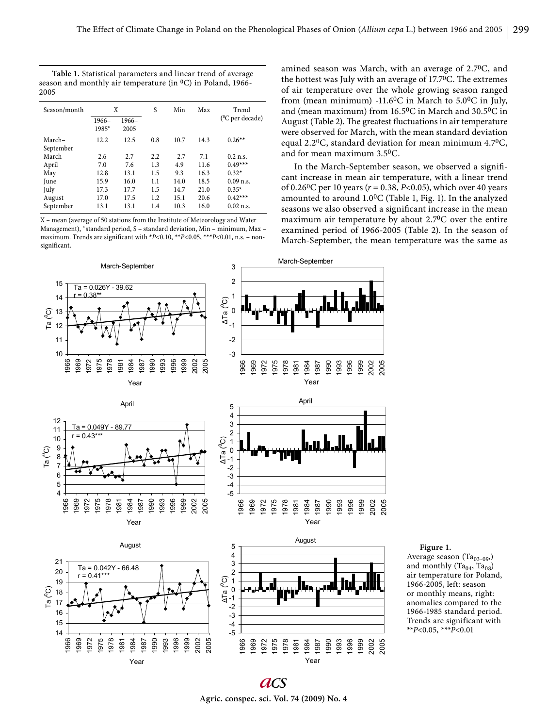**Table 1.** Statistical parameters and linear trend of average season and monthly air temperature (in $^{0}$C) in Poland, 1966-2005

| Season/month | X | | S | Min | Max | Trend ($^{0}$C per decade) |
|---|---|---|---|---|---|---|
| | 1966–1985[a] | 1966–2005 | | | | |
| March–September | 12.2 | 12.5 | 0.8 | 10.7 | 14.3 | 0.26** |
| March | 2.6 | 2.7 | 2.2 | −2.7 | 7.1 | 0.2 n.s. |
| April | 7.0 | 7.6 | 1.3 | 4.9 | 11.6 | 0.49*** |
| May | 12.8 | 13.1 | 1.5 | 9.3 | 16.3 | 0.32* |
| June | 15.9 | 16.0 | 1.1 | 14.0 | 18.5 | 0.09 n.s. |
| July | 17.3 | 17.7 | 1.5 | 14.7 | 21.0 | 0.35* |
| August | 17.0 | 17.5 | 1.2 | 15.1 | 20.6 | 0.42*** |
| September | 13.1 | 13.1 | 1.4 | 10.3 | 16.0 | 0.02 n.s. |

X – mean (average of 50 stations from the Institute of Meteorology and Water Management), [a] standard period, S – standard deviation, Min – minimum, Max – maximum. Trends are significant with *$P$<0.10, **$P$<0.05, ***$P$<0.01, n.s. – non-significant.

amined season was March, with an average of 2.7$^{0}$C, and the hottest was July with an average of 17.7$^{0}$C. The extremes of air temperature over the whole growing season ranged from (mean minimum) -11.6$^{0}$C in March to 5.0$^{0}$C in July, and (mean maximum) from 16.5$^{0}$C in March and 30.5$^{0}$C in August (Table 2). The greatest fluctuations in air temperature were observed for March, with the mean standard deviation equal 2.2$^{0}$C, standard deviation for mean minimum 4.7$^{0}$C, and for mean maximum 3.5$^{0}$C.

In the March-September season, we observed a significant increase in mean air temperature, with a linear trend of 0.26$^{0}$C per 10 years ($r$ = 0.38, $P$<0.05), which over 40 years amounted to around 1.0$^{0}$C (Table 1, Fig. 1). In the analyzed seasons we also observed a significant increase in the mean maximum air temperature by about 2.7$^{0}$C over the entire examined period of 1966-2005 (Table 2). In the season of March-September, the mean temperature was the same as

**Figure 1.** Average season ($Ta_{03-09}$) and monthly ($Ta_{04}$, $Ta_{08}$) air temperature for Poland, 1966-2005, left: season or monthly means, right: anomalies compared to the 1966-1985 standard period. Trends are significant with **$P$<0.05, ***$P$<0.01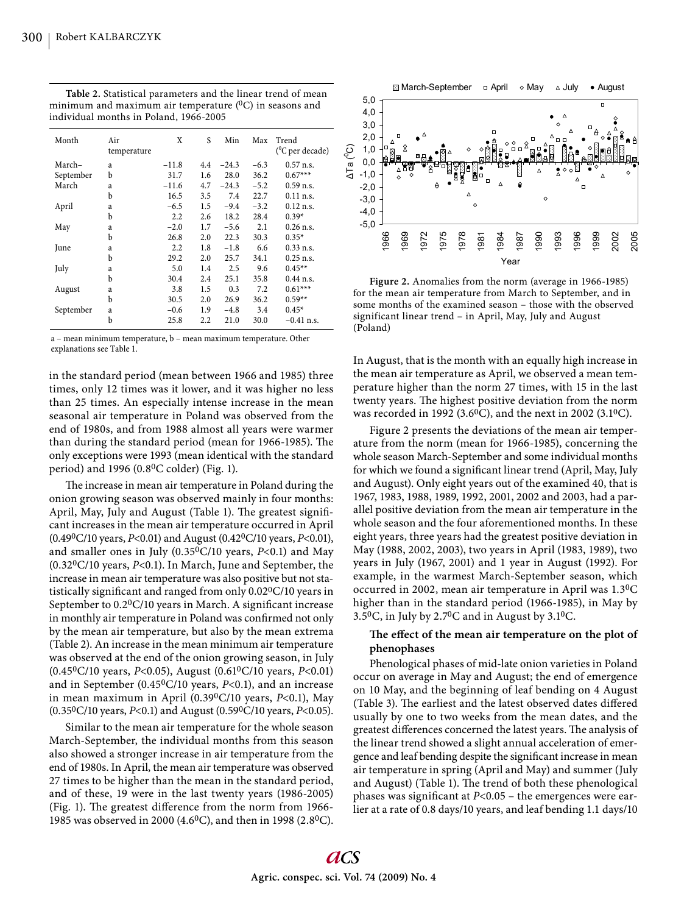**Table 2.** Statistical parameters and the linear trend of mean minimum and maximum air temperature ($^0$C) in seasons and individual months in Poland, 1966-2005

| Month | Air temperature | X | S | Min | Max | Trend ($^0$C per decade) |
|---|---|---|---|---|---|---|
| March–September | a | −11.8 | 4.4 | −24.3 | −6.3 | 0.57 n.s. |
| | b | 31.7 | 1.6 | 28.0 | 36.2 | 0.67*** |
| March | a | −11.6 | 4.7 | −24.3 | −5.2 | 0.59 n.s. |
| | b | 16.5 | 3.5 | 7.4 | 22.7 | 0.11 n.s. |
| April | a | −6.5 | 1.5 | −9.4 | −3.2 | 0.12 n.s. |
| | b | 2.2 | 2.6 | 18.2 | 28.4 | 0.39* |
| May | a | −2.0 | 1.7 | −5.6 | 2.1 | 0.26 n.s. |
| | b | 26.8 | 2.0 | 22.3 | 30.3 | 0.35* |
| June | a | 2.2 | 1.8 | −1.8 | 6.6 | 0.33 n.s. |
| | b | 29.2 | 2.0 | 25.7 | 34.1 | 0.25 n.s. |
| July | a | 5.0 | 1.4 | 2.5 | 9.6 | 0.45** |
| | b | 30.4 | 2.4 | 25.1 | 35.8 | 0.44 n.s. |
| August | a | 3.8 | 1.5 | 0.3 | 7.2 | 0.61*** |
| | b | 30.5 | 2.0 | 26.9 | 36.2 | 0.59** |
| September | a | −0.6 | 1.9 | −4.8 | 3.4 | 0.45* |
| | b | 25.8 | 2.2 | 21.0 | 30.0 | −0.41 n.s. |

a – mean minimum temperature, b – mean maximum temperature. Other explanations see Table 1.

in the standard period (mean between 1966 and 1985) three times, only 12 times was it lower, and it was higher no less than 25 times. An especially intense increase in the mean seasonal air temperature in Poland was observed from the end of 1980s, and from 1988 almost all years were warmer than during the standard period (mean for 1966-1985). The only exceptions were 1993 (mean identical with the standard period) and 1996 (0.8$^0$C colder) (Fig. 1).

The increase in mean air temperature in Poland during the onion growing season was observed mainly in four months: April, May, July and August (Table 1). The greatest significant increases in the mean air temperature occurred in April (0.49$^0$C/10 years, $P<0.01$) and August (0.42$^0$C/10 years, $P<0.01$), and smaller ones in July (0.35$^0$C/10 years, $P<0.1$) and May (0.32$^0$C/10 years, $P<0.1$). In March, June and September, the increase in mean air temperature was also positive but not statistically significant and ranged from only 0.02$^0$C/10 years in September to 0.2$^0$C/10 years in March. A significant increase in monthly air temperature in Poland was confirmed not only by the mean air temperature, but also by the mean extrema (Table 2). An increase in the mean minimum air temperature was observed at the end of the onion growing season, in July (0.45$^0$C/10 years, $P<0.05$), August (0.61$^0$C/10 years, $P<0.01$) and in September (0.45$^0$C/10 years, $P<0.1$), and an increase in mean maximum in April (0.39$^0$C/10 years, $P<0.1$), May (0.35$^0$C/10 years, $P<0.1$) and August (0.59$^0$C/10 years, $P<0.05$).

Similar to the mean air temperature for the whole season March-September, the individual months from this season also showed a stronger increase in air temperature from the end of 1980s. In April, the mean air temperature was observed 27 times to be higher than the mean in the standard period, and of these, 19 were in the last twenty years (1986-2005) (Fig. 1). The greatest difference from the norm from 1966-1985 was observed in 2000 (4.6$^0$C), and then in 1998 (2.8$^0$C).

Figure 2. Anomalies from the norm (average in 1966-1985) for the mean air temperature from March to September, and in some months of the examined season – those with the observed significant linear trend – in April, May, July and August (Poland)

In August, that is the month with an equally high increase in the mean air temperature as April, we observed a mean temperature higher than the norm 27 times, with 15 in the last twenty years. The highest positive deviation from the norm was recorded in 1992 (3.6$^0$C), and the next in 2002 (3.1$^0$C).

Figure 2 presents the deviations of the mean air temperature from the norm (mean for 1966-1985), concerning the whole season March-September and some individual months for which we found a significant linear trend (April, May, July and August). Only eight years out of the examined 40, that is 1967, 1983, 1988, 1989, 1992, 2001, 2002 and 2003, had a parallel positive deviation from the mean air temperature in the whole season and the four aforementioned months. In these eight years, three years had the greatest positive deviation in May (1988, 2002, 2003), two years in April (1983, 1989), two years in July (1967, 2001) and 1 year in August (1992). For example, in the warmest March-September season, which occurred in 2002, mean air temperature in April was 1.3$^0$C higher than in the standard period (1966-1985), in May by 3.5$^0$C, in July by 2.7$^0$C and in August by 3.1$^0$C.

**The effect of the mean air temperature on the plot of phenophases**

Phenological phases of mid-late onion varieties in Poland occur on average in May and August; the end of emergence on 10 May, and the beginning of leaf bending on 4 August (Table 3). The earliest and the latest observed dates differed usually by one to two weeks from the mean dates, and the greatest differences concerned the latest years. The analysis of the linear trend showed a slight annual acceleration of emergence and leaf bending despite the significant increase in mean air temperature in spring (April and May) and summer (July and August) (Table 1). The trend of both these phenological phases was significant at $P<0.05$ – the emergences were earlier at a rate of 0.8 days/10 years, and leaf bending 1.1 days/10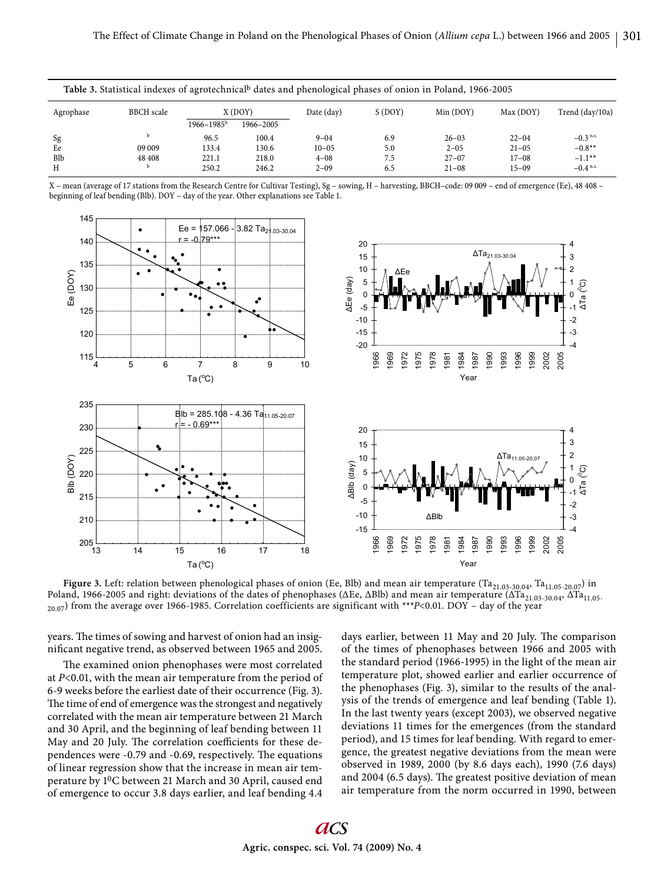Table 3. Statistical indexes of agrotechnical[b] dates and phenological phases of onion in Poland, 1966-2005

| Agrophase | BBCH scale | X (DOY) | | Date (day) | S (DOY) | Min (DOY) | Max (DOY) | Trend (day/10a) |
|---|---|---|---|---|---|---|---|---|
| | | 1966–1985[b] | 1966–2005 | | | | | |
| Sg | [b] | 96.5 | 100.4 | 9–04 | 6.9 | 26–03 | 22–04 | −0.3 [n.s.] |
| Ee | 09 009 | 133.4 | 130.6 | 10–05 | 5.0 | 2–05 | 21–05 | −0.8** |
| Blb | 48 408 | 221.1 | 218.0 | 4–08 | 7.5 | 27–07 | 17–08 | −1.1** |
| H | [b] | 250.2 | 246.2 | 2–09 | 6.5 | 21–08 | 15–09 | −0.4 [n.s.] |

X – mean (average of 17 stations from the Research Centre for Cultivar Testing), Sg – sowing, H – harvesting, BBCH–code: 09 009 – end of emergence (Ee), 48 408 – beginning of leaf bending (Blb). DOY – day of the year. Other explanations see Table 1.

**Figure 3.** Left: relation between phenological phases of onion (Ee, Blb) and mean air temperature ($Ta_{21.03\text{-}30.04}$, $Ta_{11.05\text{-}20.07}$) in Poland, 1966-2005 and right: deviations of the dates of phenophases (ΔEe, ΔBlb) and mean air temperature ($\Delta Ta_{21.03\text{-}30.04}$, $\Delta Ta_{11.05\text{-}20.07}$) from the average over 1966-1985. Correlation coefficients are significant with ***$P$<0.01. DOY – day of the year

years. The times of sowing and harvest of onion had an insignificant negative trend, as observed between 1965 and 2005.

The examined onion phenophases were most correlated at $P$<0.01, with the mean air temperature from the period of 6-9 weeks before the earliest date of their occurrence (Fig. 3). The time of end of emergence was the strongest and negatively correlated with the mean air temperature between 21 March and 30 April, and the beginning of leaf bending between 11 May and 20 July. The correlation coefficients for these dependences were -0.79 and -0.69, respectively. The equations of linear regression show that the increase in mean air temperature by $1^0$C between 21 March and 30 April, caused end of emergence to occur 3.8 days earlier, and leaf bending 4.4 days earlier, between 11 May and 20 July. The comparison of the times of phenophases between 1966 and 2005 with the standard period (1966-1995) in the light of the mean air temperature plot, showed earlier and earlier occurrence of the phenophases (Fig. 3), similar to the results of the analysis of the trends of emergence and leaf bending (Table 1). In the last twenty years (except 2003), we observed negative deviations 11 times for the emergences (from the standard period), and 15 times for leaf bending. With regard to emergence, the greatest negative deviations from the mean were observed in 1989, 2000 (by 8.6 days each), 1990 (7.6 days) and 2004 (6.5 days). The greatest positive deviation of mean air temperature from the norm occurred in 1990, between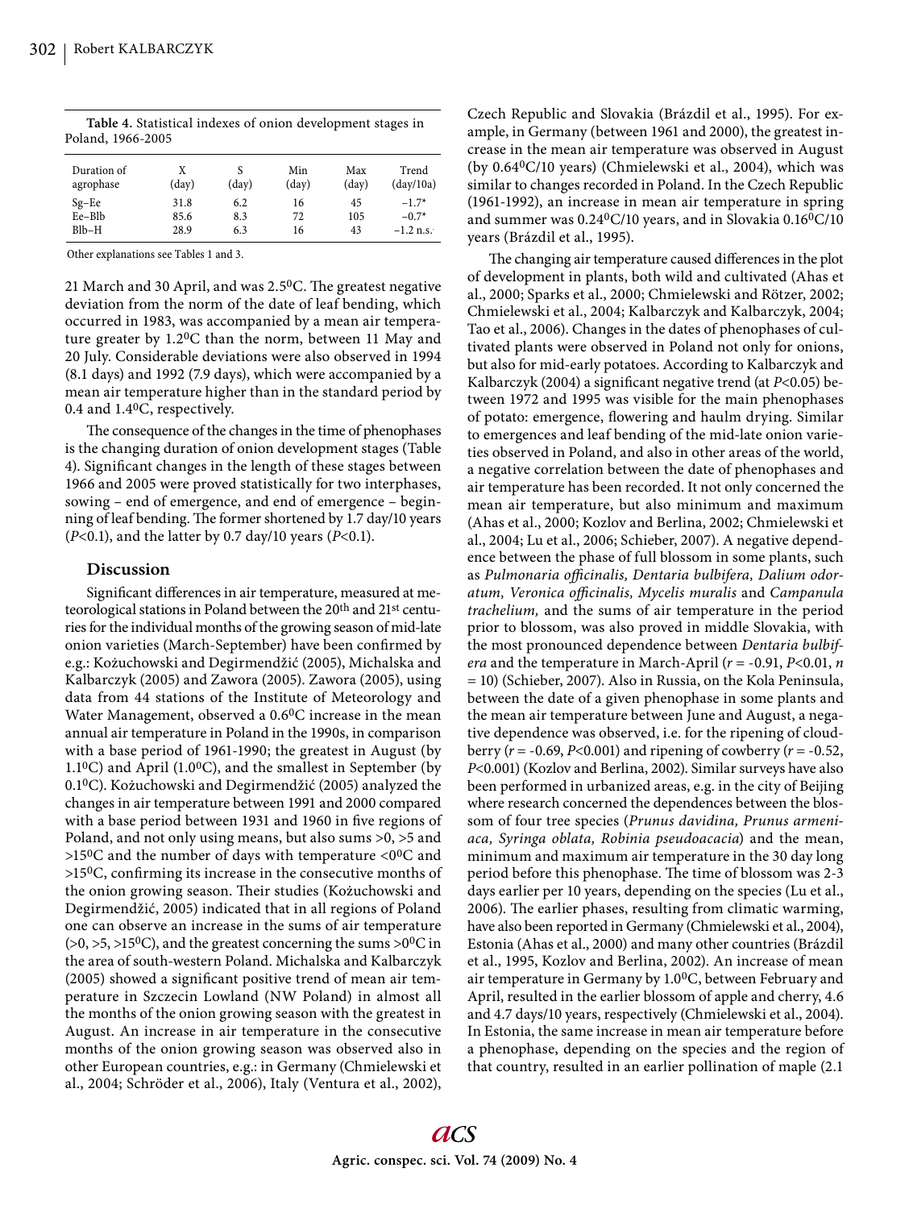**Table 4.** Statistical indexes of onion development stages in Poland, 1966-2005

| Duration of agrophase | X (day) | S (day) | Min (day) | Max (day) | Trend (day/10a) |
|---|---|---|---|---|---|
| Sg–Ee | 31.8 | 6.2 | 16 | 45 | −1.7* |
| Ee–Blb | 85.6 | 8.3 | 72 | 105 | −0.7* |
| Blb–H | 28.9 | 6.3 | 16 | 43 | −1.2 n.s. |

Other explanations see Tables 1 and 3.

21 March and 30 April, and was 2.5$^0$C. The greatest negative deviation from the norm of the date of leaf bending, which occurred in 1983, was accompanied by a mean air temperature greater by 1.2$^0$C than the norm, between 11 May and 20 July. Considerable deviations were also observed in 1994 (8.1 days) and 1992 (7.9 days), which were accompanied by a mean air temperature higher than in the standard period by 0.4 and 1.4$^0$C, respectively.

The consequence of the changes in the time of phenophases is the changing duration of onion development stages (Table 4). Significant changes in the length of these stages between 1966 and 2005 were proved statistically for two interphases, sowing – end of emergence, and end of emergence – beginning of leaf bending. The former shortened by 1.7 day/10 years ($P$<0.1), and the latter by 0.7 day/10 years ($P$<0.1).

## Discussion

Significant differences in air temperature, measured at meteorological stations in Poland between the 20$^{th}$ and 21$^{st}$ centuries for the individual months of the growing season of mid-late onion varieties (March-September) have been confirmed by e.g.: Kożuchowski and Degirmendžić (2005), Michalska and Kalbarczyk (2005) and Zawora (2005). Zawora (2005), using data from 44 stations of the Institute of Meteorology and Water Management, observed a 0.6$^0$C increase in the mean annual air temperature in Poland in the 1990s, in comparison with a base period of 1961-1990; the greatest in August (by 1.1$^0$C) and April (1.0$^0$C), and the smallest in September (by 0.1$^0$C). Kożuchowski and Degirmendžić (2005) analyzed the changes in air temperature between 1991 and 2000 compared with a base period between 1931 and 1960 in five regions of Poland, and not only using means, but also sums >0, >5 and >15$^0$C and the number of days with temperature <0$^0$C and >15$^0$C, confirming its increase in the consecutive months of the onion growing season. Their studies (Kożuchowski and Degirmendžić, 2005) indicated that in all regions of Poland one can observe an increase in the sums of air temperature (>0, >5, >15$^0$C), and the greatest concerning the sums >0$^0$C in the area of south-western Poland. Michalska and Kalbarczyk (2005) showed a significant positive trend of mean air temperature in Szczecin Lowland (NW Poland) in almost all the months of the onion growing season with the greatest in August. An increase in air temperature in the consecutive months of the onion growing season was observed also in other European countries, e.g.: in Germany (Chmielewski et al., 2004; Schröder et al., 2006), Italy (Ventura et al., 2002), Czech Republic and Slovakia (Brázdil et al., 1995). For example, in Germany (between 1961 and 2000), the greatest increase in the mean air temperature was observed in August (by 0.64$^0$C/10 years) (Chmielewski et al., 2004), which was similar to changes recorded in Poland. In the Czech Republic (1961-1992), an increase in mean air temperature in spring and summer was 0.24$^0$C/10 years, and in Slovakia 0.16$^0$C/10 years (Brázdil et al., 1995).

The changing air temperature caused differences in the plot of development in plants, both wild and cultivated (Ahas et al., 2000; Sparks et al., 2000; Chmielewski and Rötzer, 2002; Chmielewski et al., 2004; Kalbarczyk and Kalbarczyk, 2004; Tao et al., 2006). Changes in the dates of phenophases of cultivated plants were observed in Poland not only for onions, but also for mid-early potatoes. According to Kalbarczyk and Kalbarczyk (2004) a significant negative trend (at $P$<0.05) between 1972 and 1995 was visible for the main phenophases of potato: emergence, flowering and haulm drying. Similar to emergences and leaf bending of the mid-late onion varieties observed in Poland, and also in other areas of the world, a negative correlation between the date of phenophases and air temperature has been recorded. It not only concerned the mean air temperature, but also minimum and maximum (Ahas et al., 2000; Kozlov and Berlina, 2002; Chmielewski et al., 2004; Lu et al., 2006; Schieber, 2007). A negative dependence between the phase of full blossom in some plants, such as *Pulmonaria officinalis, Dentaria bulbifera, Dalium odoratum, Veronica officinalis, Mycelis muralis* and *Campanula trachelium,* and the sums of air temperature in the period prior to blossom, was also proved in middle Slovakia, with the most pronounced dependence between *Dentaria bulbifera* and the temperature in March-April ($r$ = -0.91, $P$<0.01, $n$ = 10) (Schieber, 2007). Also in Russia, on the Kola Peninsula, between the date of a given phenophase in some plants and the mean air temperature between June and August, a negative dependence was observed, i.e. for the ripening of cloudberry ($r$ = -0.69, $P$<0.001) and ripening of cowberry ($r$ = -0.52, $P$<0.001) (Kozlov and Berlina, 2002). Similar surveys have also been performed in urbanized areas, e.g. in the city of Beijing where research concerned the dependences between the blossom of four tree species (*Prunus davidina, Prunus armeniaca, Syringa oblata, Robinia pseudoacacia*) and the mean, minimum and maximum air temperature in the 30 day long period before this phenophase. The time of blossom was 2-3 days earlier per 10 years, depending on the species (Lu et al., 2006). The earlier phases, resulting from climatic warming, have also been reported in Germany (Chmielewski et al., 2004), Estonia (Ahas et al., 2000) and many other countries (Brázdil et al., 1995, Kozlov and Berlina, 2002). An increase of mean air temperature in Germany by 1.0$^0$C, between February and April, resulted in the earlier blossom of apple and cherry, 4.6 and 4.7 days/10 years, respectively (Chmielewski et al., 2004). In Estonia, the same increase in mean air temperature before a phenophase, depending on the species and the region of that country, resulted in an earlier pollination of maple (2.1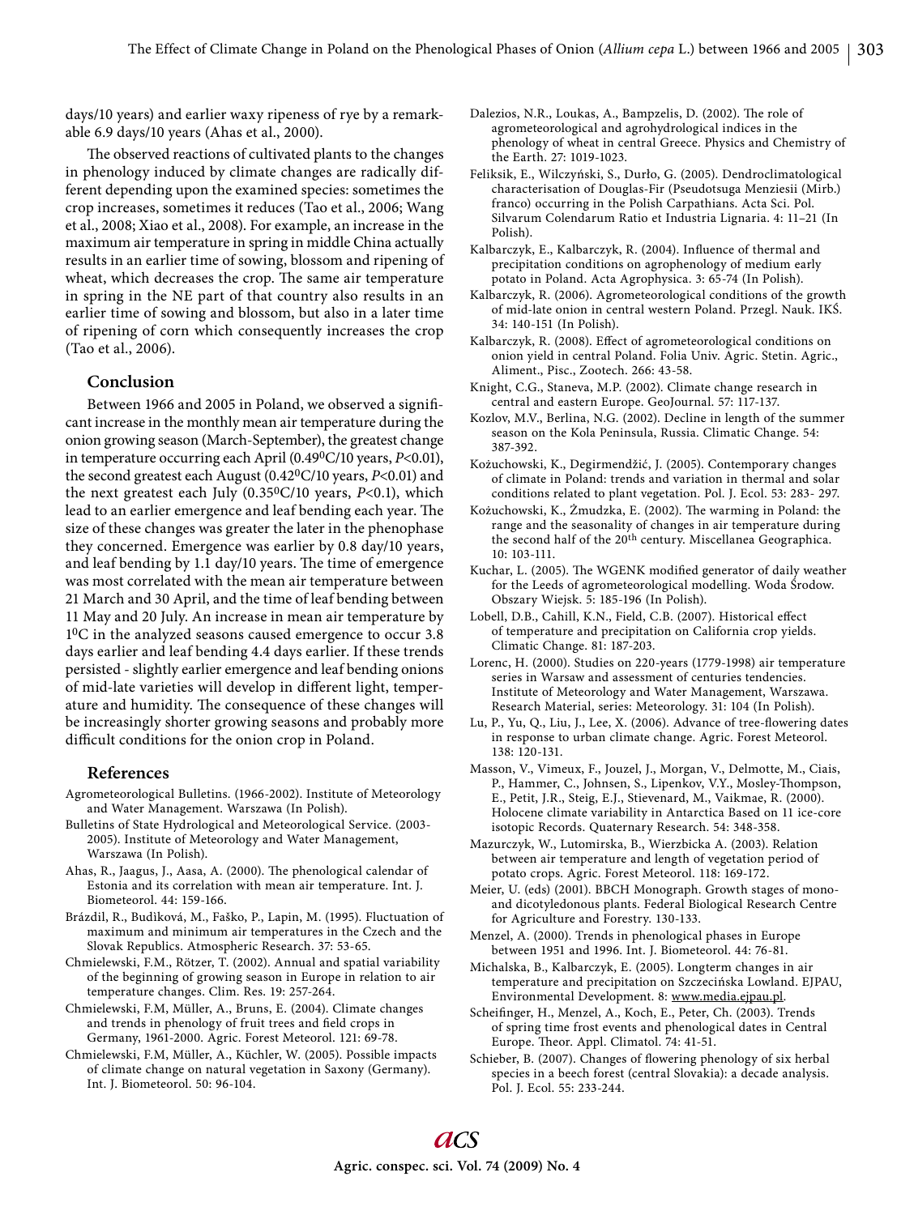days/10 years) and earlier waxy ripeness of rye by a remarkable 6.9 days/10 years (Ahas et al., 2000).

The observed reactions of cultivated plants to the changes in phenology induced by climate changes are radically different depending upon the examined species: sometimes the crop increases, sometimes it reduces (Tao et al., 2006; Wang et al., 2008; Xiao et al., 2008). For example, an increase in the maximum air temperature in spring in middle China actually results in an earlier time of sowing, blossom and ripening of wheat, which decreases the crop. The same air temperature in spring in the NE part of that country also results in an earlier time of sowing and blossom, but also in a later time of ripening of corn which consequently increases the crop (Tao et al., 2006).

## Conclusion

Between 1966 and 2005 in Poland, we observed a significant increase in the monthly mean air temperature during the onion growing season (March-September), the greatest change in temperature occurring each April ($0.49^0$C/10 years, $P<0.01$), the second greatest each August ($0.42^0$C/10 years, $P<0.01$) and the next greatest each July ($0.35^0$C/10 years, $P<0.1$), which lead to an earlier emergence and leaf bending each year. The size of these changes was greater the later in the phenophase they concerned. Emergence was earlier by 0.8 day/10 years, and leaf bending by 1.1 day/10 years. The time of emergence was most correlated with the mean air temperature between 21 March and 30 April, and the time of leaf bending between 11 May and 20 July. An increase in mean air temperature by $1^0$C in the analyzed seasons caused emergence to occur 3.8 days earlier and leaf bending 4.4 days earlier. If these trends persisted - slightly earlier emergence and leaf bending onions of mid-late varieties will develop in different light, temperature and humidity. The consequence of these changes will be increasingly shorter growing seasons and probably more difficult conditions for the onion crop in Poland.

## References

Agrometeorological Bulletins. (1966-2002). Institute of Meteorology and Water Management. Warszawa (In Polish).

Bulletins of State Hydrological and Meteorological Service. (2003-2005). Institute of Meteorology and Water Management, Warszawa (In Polish).

Ahas, R., Jaagus, J., Aasa, A. (2000). The phenological calendar of Estonia and its correlation with mean air temperature. Int. J. Biometeorol. 44: 159-166.

Brázdil, R., Budíková, M., Faško, P., Lapin, M. (1995). Fluctuation of maximum and minimum air temperatures in the Czech and the Slovak Republics. Atmospheric Research. 37: 53-65.

Chmielewski, F.M., Rötzer, T. (2002). Annual and spatial variability of the beginning of growing season in Europe in relation to air temperature changes. Clim. Res. 19: 257-264.

Chmielewski, F.M, Müller, A., Bruns, E. (2004). Climate changes and trends in phenology of fruit trees and field crops in Germany, 1961-2000. Agric. Forest Meteorol. 121: 69-78.

Chmielewski, F.M, Müller, A., Küchler, W. (2005). Possible impacts of climate change on natural vegetation in Saxony (Germany). Int. J. Biometeorol. 50: 96-104.

Dalezios, N.R., Loukas, A., Bampzelis, D. (2002). The role of agrometeorological and agrohydrological indices in the phenology of wheat in central Greece. Physics and Chemistry of the Earth. 27: 1019-1023.

Feliksik, E., Wilczyński, S., Durło, G. (2005). Dendroclimatological characterisation of Douglas-Fir (Pseudotsuga Menziesii (Mirb.) franco) occurring in the Polish Carpathians. Acta Sci. Pol. Silvarum Colendarum Ratio et Industria Lignaria. 4: 11–21 (In Polish).

Kalbarczyk, E., Kalbarczyk, R. (2004). Influence of thermal and precipitation conditions on agrophenology of medium early potato in Poland. Acta Agrophysica. 3: 65-74 (In Polish).

Kalbarczyk, R. (2006). Agrometeorological conditions of the growth of mid-late onion in central western Poland. Przegl. Nauk. IKŚ. 34: 140-151 (In Polish).

Kalbarczyk, R. (2008). Effect of agrometeorological conditions on onion yield in central Poland. Folia Univ. Agric. Stetin. Agric., Aliment., Pisc., Zootech. 266: 43-58.

Knight, C.G., Staneva, M.P. (2002). Climate change research in central and eastern Europe. GeoJournal. 57: 117-137.

Kozlov, M.V., Berlina, N.G. (2002). Decline in length of the summer season on the Kola Peninsula, Russia. Climatic Change. 54: 387-392.

Kożuchowski, K., Degirmendžić, J. (2005). Contemporary changes of climate in Poland: trends and variation in thermal and solar conditions related to plant vegetation. Pol. J. Ecol. 53: 283- 297.

Kożuchowski, K., Żmudzka, E. (2002). The warming in Poland: the range and the seasonality of changes in air temperature during the second half of the 20th century. Miscellanea Geographica. 10: 103-111.

Kuchar, L. (2005). The WGENK modified generator of daily weather for the Leeds of agrometeorological modelling. Woda Środow. Obszary Wiejsk. 5: 185-196 (In Polish).

Lobell, D.B., Cahill, K.N., Field, C.B. (2007). Historical effect of temperature and precipitation on California crop yields. Climatic Change. 81: 187-203.

Lorenc, H. (2000). Studies on 220-years (1779-1998) air temperature series in Warsaw and assessment of centuries tendencies. Institute of Meteorology and Water Management, Warszawa. Research Material, series: Meteorology. 31: 104 (In Polish).

Lu, P., Yu, Q., Liu, J., Lee, X. (2006). Advance of tree-flowering dates in response to urban climate change. Agric. Forest Meteorol. 138: 120-131.

Masson, V., Vimeux, F., Jouzel, J., Morgan, V., Delmotte, M., Ciais, P., Hammer, C., Johnsen, S., Lipenkov, V.Y., Mosley-Thompson, E., Petit, J.R., Steig, E.J., Stievenard, M., Vaikmae, R. (2000). Holocene climate variability in Antarctica Based on 11 ice-core isotopic Records. Quaternary Research. 54: 348-358.

Mazurczyk, W., Lutomirska, B., Wierzbicka A. (2003). Relation between air temperature and length of vegetation period of potato crops. Agric. Forest Meteorol. 118: 169-172.

Meier, U. (eds) (2001). BBCH Monograph. Growth stages of mono- and dicotyledonous plants. Federal Biological Research Centre for Agriculture and Forestry. 130-133.

Menzel, A. (2000). Trends in phenological phases in Europe between 1951 and 1996. Int. J. Biometeorol. 44: 76-81.

Michalska, B., Kalbarczyk, E. (2005). Longterm changes in air temperature and precipitation on Szczecińska Lowland. EJPAU, Environmental Development. 8: www.media.ejpau.pl.

Scheifinger, H., Menzel, A., Koch, E., Peter, Ch. (2003). Trends of spring time frost events and phenological dates in Central Europe. Theor. Appl. Climatol. 74: 41-51.

Schieber, B. (2007). Changes of flowering phenology of six herbal species in a beech forest (central Slovakia): a decade analysis. Pol. J. Ecol. 55: 233-244.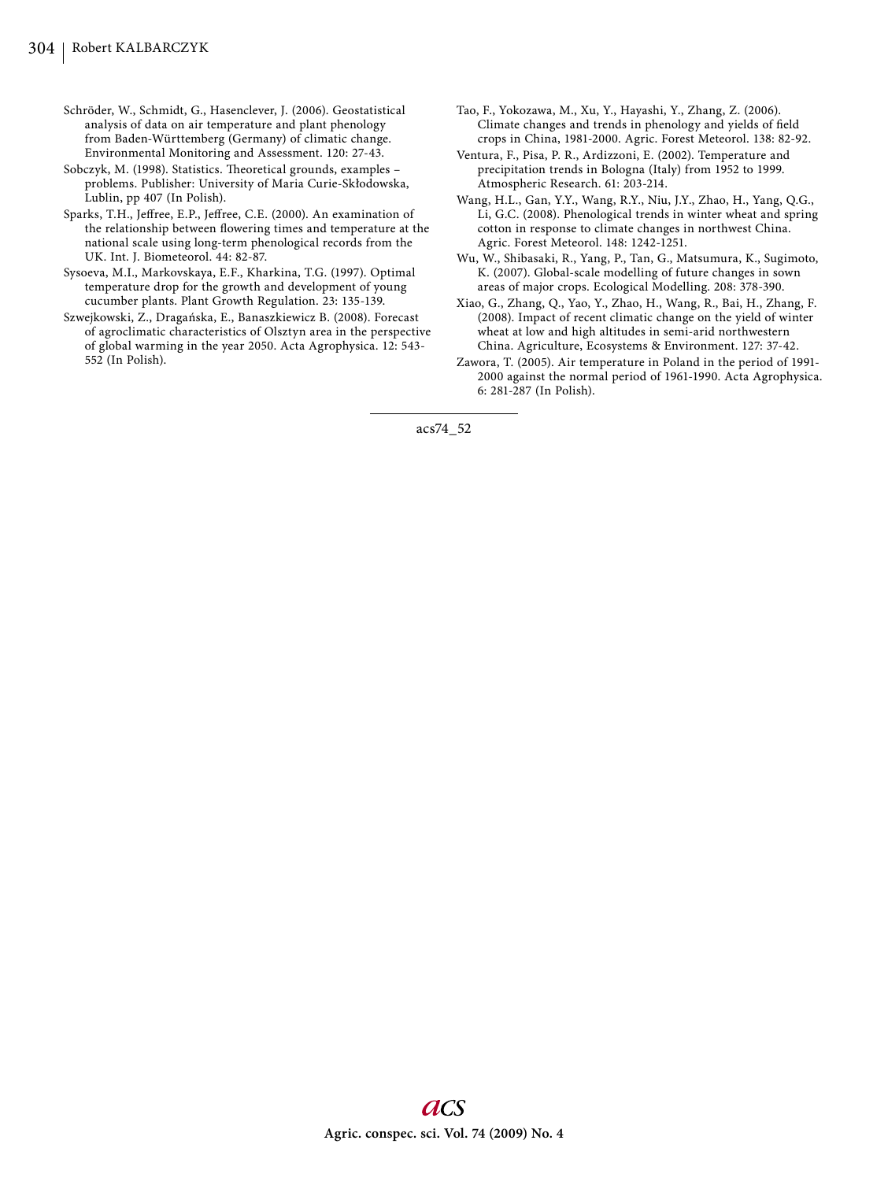Schröder, W., Schmidt, G., Hasenclever, J. (2006). Geostatistical analysis of data on air temperature and plant phenology from Baden-Württemberg (Germany) of climatic change. Environmental Monitoring and Assessment. 120: 27-43.

Sobczyk, M. (1998). Statistics. Theoretical grounds, examples – problems. Publisher: University of Maria Curie-Skłodowska, Lublin, pp 407 (In Polish).

Sparks, T.H., Jeffree, E.P., Jeffree, C.E. (2000). An examination of the relationship between flowering times and temperature at the national scale using long-term phenological records from the UK. Int. J. Biometeorol. 44: 82-87.

Sysoeva, M.I., Markovskaya, E.F., Kharkina, T.G. (1997). Optimal temperature drop for the growth and development of young cucumber plants. Plant Growth Regulation. 23: 135-139.

Szwejkowski, Z., Dragańska, E., Banaszkiewicz B. (2008). Forecast of agroclimatic characteristics of Olsztyn area in the perspective of global warming in the year 2050. Acta Agrophysica. 12: 543-552 (In Polish).

Tao, F., Yokozawa, M., Xu, Y., Hayashi, Y., Zhang, Z. (2006). Climate changes and trends in phenology and yields of field crops in China, 1981-2000. Agric. Forest Meteorol. 138: 82-92.

Ventura, F., Pisa, P. R., Ardizzoni, E. (2002). Temperature and precipitation trends in Bologna (Italy) from 1952 to 1999. Atmospheric Research. 61: 203-214.

Wang, H.L., Gan, Y.Y., Wang, R.Y., Niu, J.Y., Zhao, H., Yang, Q.G., Li, G.C. (2008). Phenological trends in winter wheat and spring cotton in response to climate changes in northwest China. Agric. Forest Meteorol. 148: 1242-1251.

Wu, W., Shibasaki, R., Yang, P., Tan, G., Matsumura, K., Sugimoto, K. (2007). Global-scale modelling of future changes in sown areas of major crops. Ecological Modelling. 208: 378-390.

Xiao, G., Zhang, Q., Yao, Y., Zhao, H., Wang, R., Bai, H., Zhang, F. (2008). Impact of recent climatic change on the yield of winter wheat at low and high altitudes in semi-arid northwestern China. Agriculture, Ecosystems & Environment. 127: 37-42.

Zawora, T. (2005). Air temperature in Poland in the period of 1991-2000 against the normal period of 1961-1990. Acta Agrophysica. 6: 281-287 (In Polish).

acs74_52